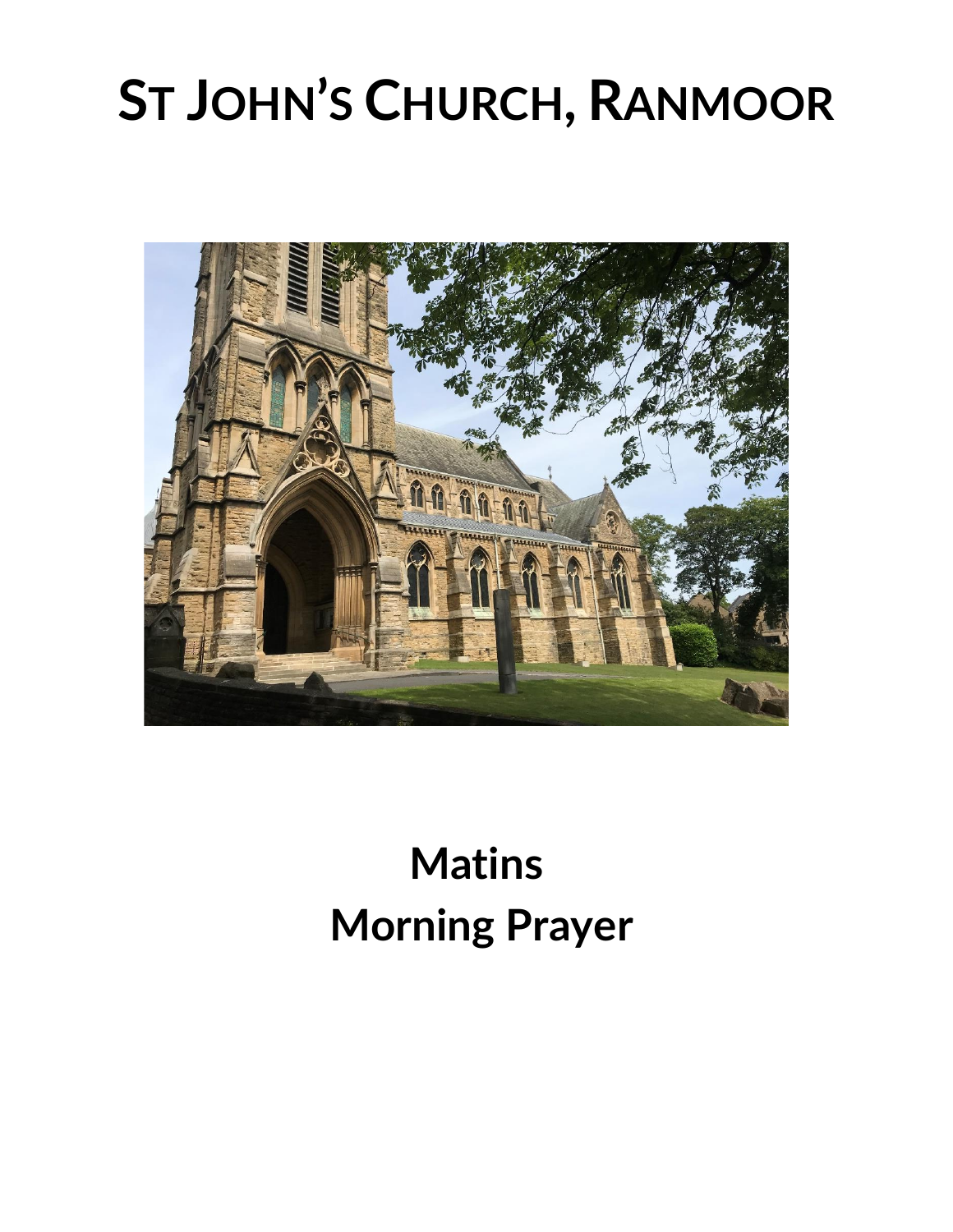# St John's Church, Ranmoor

## Matins
## Morning Prayer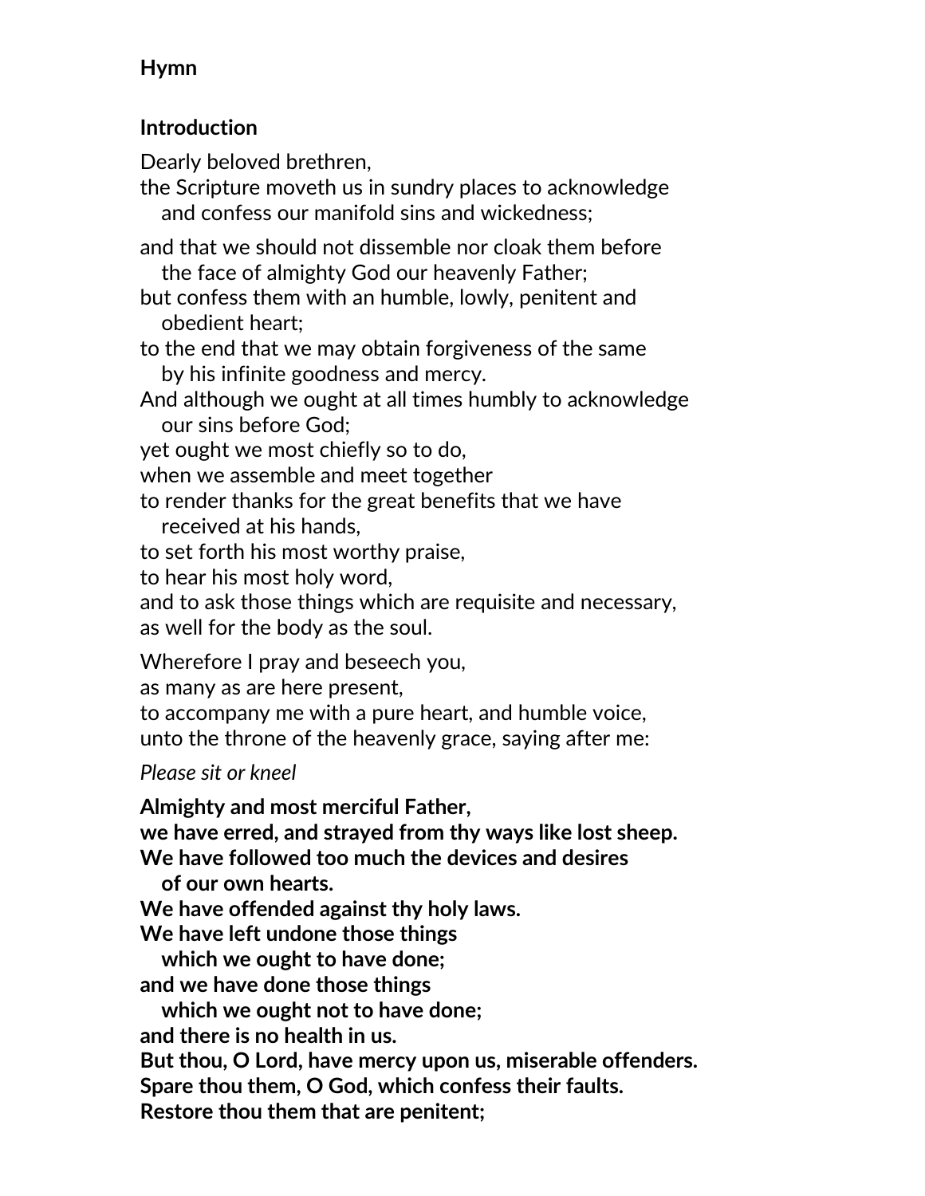**Hymn**

**Introduction**

Dearly beloved brethren,
the Scripture moveth us in sundry places to acknowledge and confess our manifold sins and wickedness;

and that we should not dissemble nor cloak them before the face of almighty God our heavenly Father;
but confess them with an humble, lowly, penitent and obedient heart;
to the end that we may obtain forgiveness of the same by his infinite goodness and mercy.
And although we ought at all times humbly to acknowledge our sins before God;
yet ought we most chiefly so to do,
when we assemble and meet together
to render thanks for the great benefits that we have received at his hands,
to set forth his most worthy praise,
to hear his most holy word,
and to ask those things which are requisite and necessary,
as well for the body as the soul.

Wherefore I pray and beseech you,
as many as are here present,
to accompany me with a pure heart, and humble voice,
unto the throne of the heavenly grace, saying after me:

*Please sit or kneel*

**Almighty and most merciful Father,**
**we have erred, and strayed from thy ways like lost sheep.**
**We have followed too much the devices and desires of our own hearts.**
**We have offended against thy holy laws.**
**We have left undone those things which we ought to have done;**
**and we have done those things which we ought not to have done;**
**and there is no health in us.**
**But thou, O Lord, have mercy upon us, miserable offenders.**
**Spare thou them, O God, which confess their faults.**
**Restore thou them that are penitent;**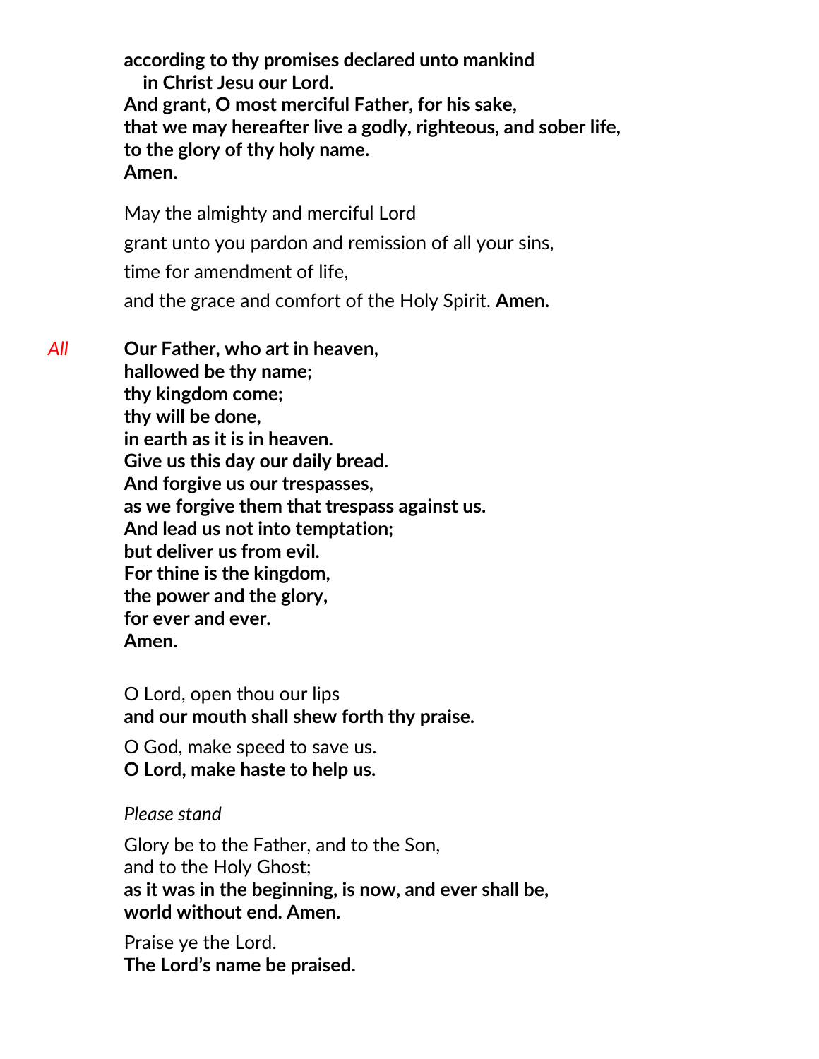**according to thy promises declared unto mankind**
**in Christ Jesu our Lord.**
**And grant, O most merciful Father, for his sake,**
**that we may hereafter live a godly, righteous, and sober life,**
**to the glory of thy holy name.**
**Amen.**

May the almighty and merciful Lord

grant unto you pardon and remission of all your sins,

time for amendment of life,

and the grace and comfort of the Holy Spirit. **Amen.**

*All* **Our Father, who art in heaven,**
**hallowed be thy name;**
**thy kingdom come;**
**thy will be done,**
**in earth as it is in heaven.**
**Give us this day our daily bread.**
**And forgive us our trespasses,**
**as we forgive them that trespass against us.**
**And lead us not into temptation;**
**but deliver us from evil.**
**For thine is the kingdom,**
**the power and the glory,**
**for ever and ever.**
**Amen.**

O Lord, open thou our lips
**and our mouth shall shew forth thy praise.**

O God, make speed to save us.
**O Lord, make haste to help us.**

*Please stand*

Glory be to the Father, and to the Son,
and to the Holy Ghost;
**as it was in the beginning, is now, and ever shall be,**
**world without end. Amen.**

Praise ye the Lord.
**The Lord's name be praised.**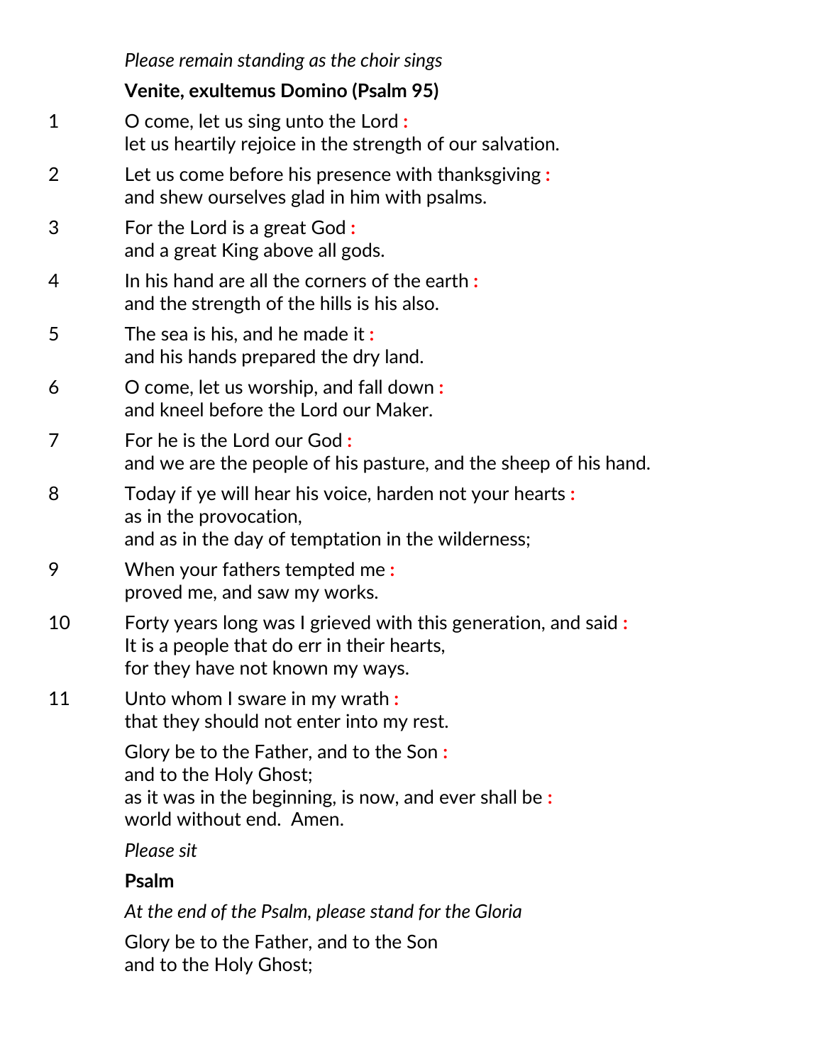*Please remain standing as the choir sings*

**Venite, exultemus Domino (Psalm 95)**

1 O come, let us sing unto the Lord :
let us heartily rejoice in the strength of our salvation.

2 Let us come before his presence with thanksgiving :
and shew ourselves glad in him with psalms.

3 For the Lord is a great God :
and a great King above all gods.

4 In his hand are all the corners of the earth :
and the strength of the hills is his also.

5 The sea is his, and he made it :
and his hands prepared the dry land.

6 O come, let us worship, and fall down :
and kneel before the Lord our Maker.

7 For he is the Lord our God :
and we are the people of his pasture, and the sheep of his hand.

8 Today if ye will hear his voice, harden not your hearts :
as in the provocation,
and as in the day of temptation in the wilderness;

9 When your fathers tempted me :
proved me, and saw my works.

10 Forty years long was I grieved with this generation, and said :
It is a people that do err in their hearts,
for they have not known my ways.

11 Unto whom I sware in my wrath :
that they should not enter into my rest.

Glory be to the Father, and to the Son :
and to the Holy Ghost;
as it was in the beginning, is now, and ever shall be :
world without end. Amen.

*Please sit*

**Psalm**

*At the end of the Psalm, please stand for the Gloria*

Glory be to the Father, and to the Son
and to the Holy Ghost;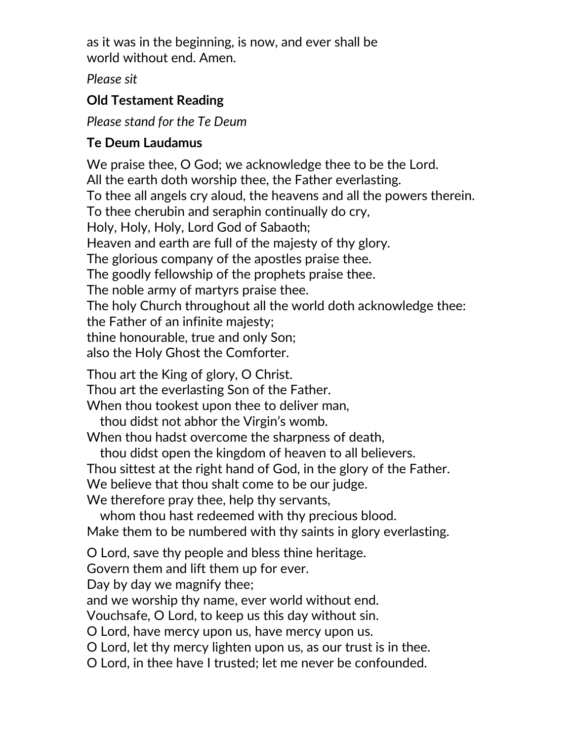as it was in the beginning, is now, and ever shall be
world without end. Amen.

*Please sit*

**Old Testament Reading**

*Please stand for the Te Deum*

**Te Deum Laudamus**

We praise thee, O God; we acknowledge thee to be the Lord.
All the earth doth worship thee, the Father everlasting.
To thee all angels cry aloud, the heavens and all the powers therein.
To thee cherubin and seraphin continually do cry,
Holy, Holy, Holy, Lord God of Sabaoth;
Heaven and earth are full of the majesty of thy glory.
The glorious company of the apostles praise thee.
The goodly fellowship of the prophets praise thee.
The noble army of martyrs praise thee.
The holy Church throughout all the world doth acknowledge thee:
the Father of an infinite majesty;
thine honourable, true and only Son;
also the Holy Ghost the Comforter.

Thou art the King of glory, O Christ.
Thou art the everlasting Son of the Father.
When thou tookest upon thee to deliver man,
   thou didst not abhor the Virgin's womb.
When thou hadst overcome the sharpness of death,
   thou didst open the kingdom of heaven to all believers.
Thou sittest at the right hand of God, in the glory of the Father.
We believe that thou shalt come to be our judge.
We therefore pray thee, help thy servants,
   whom thou hast redeemed with thy precious blood.
Make them to be numbered with thy saints in glory everlasting.

O Lord, save thy people and bless thine heritage.
Govern them and lift them up for ever.
Day by day we magnify thee;
and we worship thy name, ever world without end.
Vouchsafe, O Lord, to keep us this day without sin.
O Lord, have mercy upon us, have mercy upon us.
O Lord, let thy mercy lighten upon us, as our trust is in thee.
O Lord, in thee have I trusted; let me never be confounded.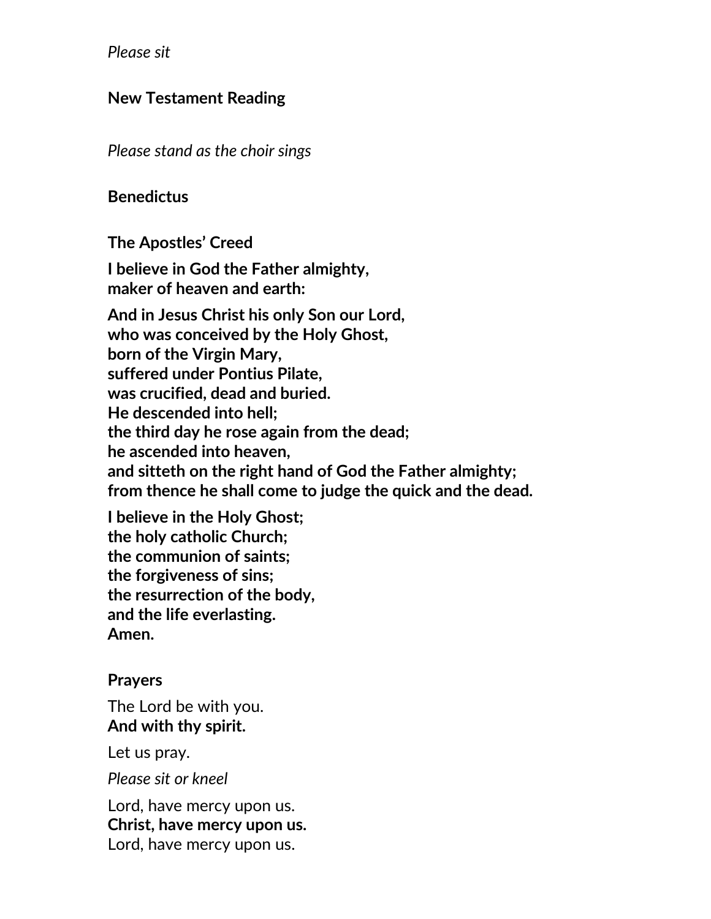*Please sit*

**New Testament Reading**

*Please stand as the choir sings*

**Benedictus**

**The Apostles' Creed**

**I believe in God the Father almighty,**
**maker of heaven and earth:**

**And in Jesus Christ his only Son our Lord,**
**who was conceived by the Holy Ghost,**
**born of the Virgin Mary,**
**suffered under Pontius Pilate,**
**was crucified, dead and buried.**
**He descended into hell;**
**the third day he rose again from the dead;**
**he ascended into heaven,**
**and sitteth on the right hand of God the Father almighty;**
**from thence he shall come to judge the quick and the dead.**

**I believe in the Holy Ghost;**
**the holy catholic Church;**
**the communion of saints;**
**the forgiveness of sins;**
**the resurrection of the body,**
**and the life everlasting.**
**Amen.**

**Prayers**

The Lord be with you.
**And with thy spirit.**

Let us pray.

*Please sit or kneel*

Lord, have mercy upon us.
**Christ, have mercy upon us.**
Lord, have mercy upon us.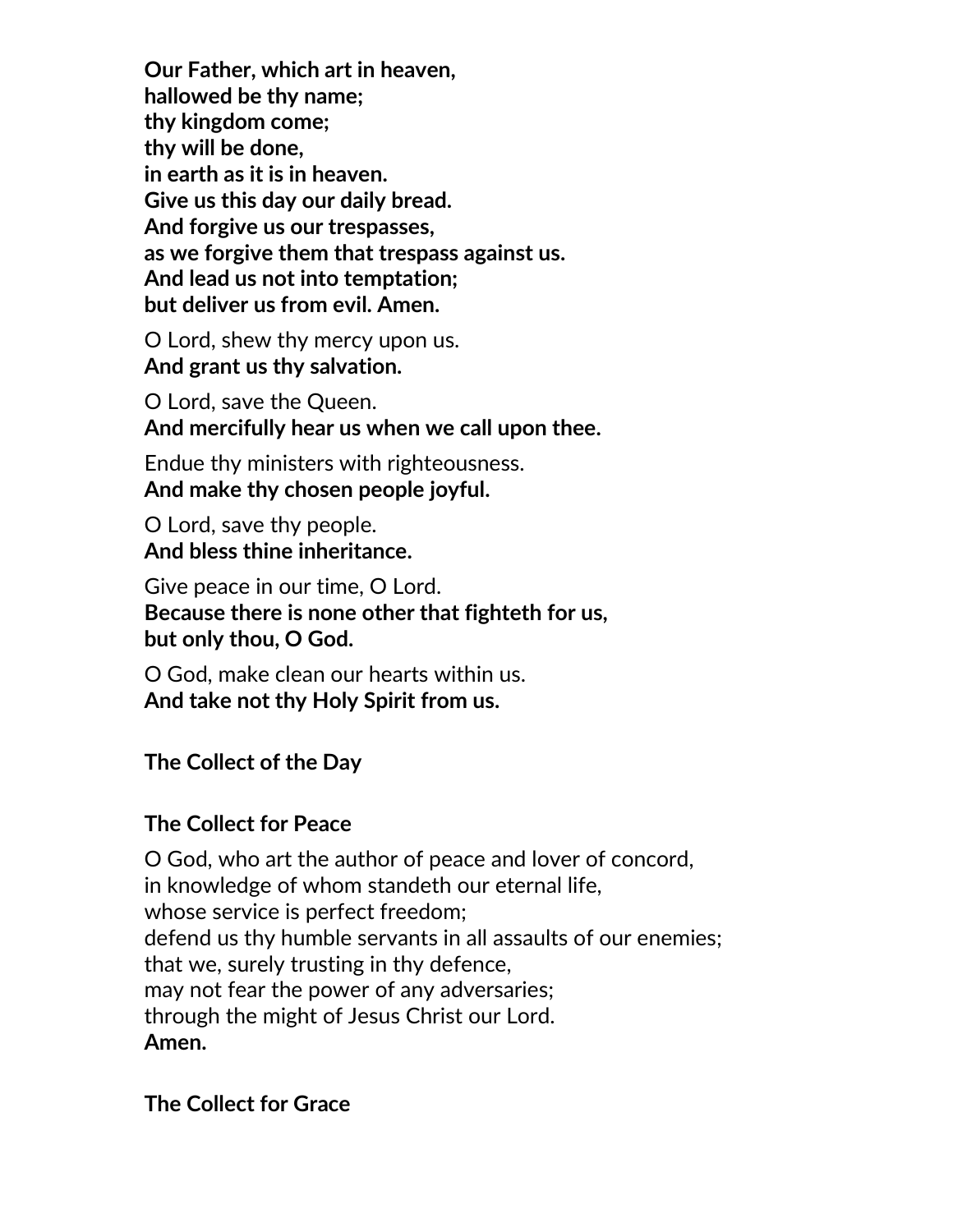**Our Father, which art in heaven,**
**hallowed be thy name;**
**thy kingdom come;**
**thy will be done,**
**in earth as it is in heaven.**
**Give us this day our daily bread.**
**And forgive us our trespasses,**
**as we forgive them that trespass against us.**
**And lead us not into temptation;**
**but deliver us from evil. Amen.**

O Lord, shew thy mercy upon us.
**And grant us thy salvation.**

O Lord, save the Queen.
**And mercifully hear us when we call upon thee.**

Endue thy ministers with righteousness.
**And make thy chosen people joyful.**

O Lord, save thy people.
**And bless thine inheritance.**

Give peace in our time, O Lord.
**Because there is none other that fighteth for us,**
**but only thou, O God.**

O God, make clean our hearts within us.
**And take not thy Holy Spirit from us.**

**The Collect of the Day**

**The Collect for Peace**

O God, who art the author of peace and lover of concord,
in knowledge of whom standeth our eternal life,
whose service is perfect freedom;
defend us thy humble servants in all assaults of our enemies;
that we, surely trusting in thy defence,
may not fear the power of any adversaries;
through the might of Jesus Christ our Lord.
**Amen.**

**The Collect for Grace**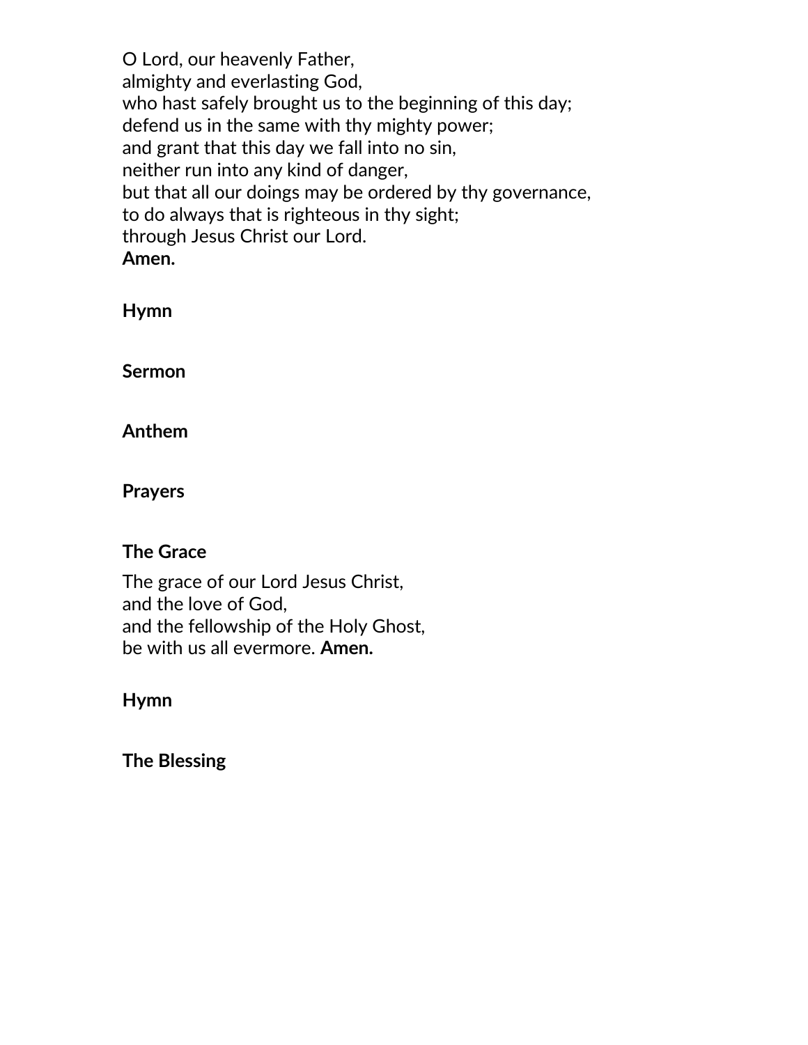O Lord, our heavenly Father,
almighty and everlasting God,
who hast safely brought us to the beginning of this day;
defend us in the same with thy mighty power;
and grant that this day we fall into no sin,
neither run into any kind of danger,
but that all our doings may be ordered by thy governance,
to do always that is righteous in thy sight;
through Jesus Christ our Lord.
**Amen.**

**Hymn**

**Sermon**

**Anthem**

**Prayers**

**The Grace**

The grace of our Lord Jesus Christ,
and the love of God,
and the fellowship of the Holy Ghost,
be with us all evermore. **Amen.**

**Hymn**

**The Blessing**